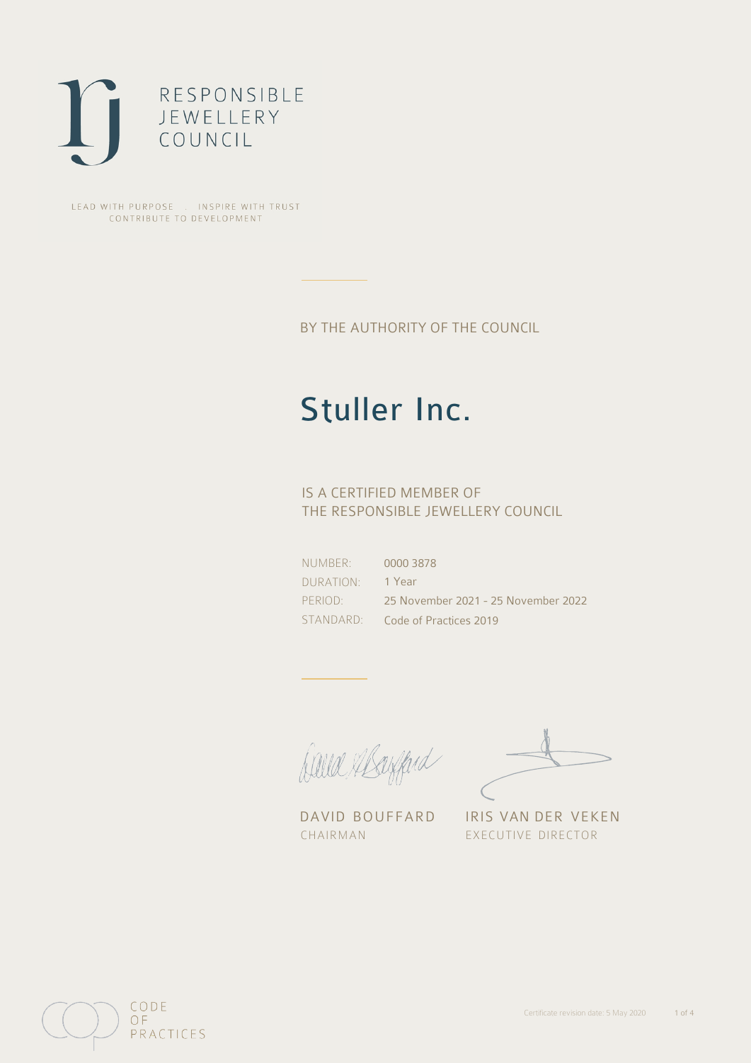RESPONSIBLE
JEWELLERY
COUNCIL

LEAD WITH PURPOSE . INSPIRE WITH TRUST
CONTRIBUTE TO DEVELOPMENT

BY THE AUTHORITY OF THE COUNCIL

# Stuller Inc.

IS A CERTIFIED MEMBER OF
THE RESPONSIBLE JEWELLERY COUNCIL

| | |
|---|---|
| NUMBER: | 0000 3878 |
| DURATION: | 1 Year |
| PERIOD: | 25 November 2021 - 25 November 2022 |
| STANDARD: | Code of Practices 2019 |

DAVID BOUFFARD
CHAIRMAN

IRIS VAN DER VEKEN
EXECUTIVE DIRECTOR

CODE
OF
PRACTICES

Certificate revision date: 5 May 2020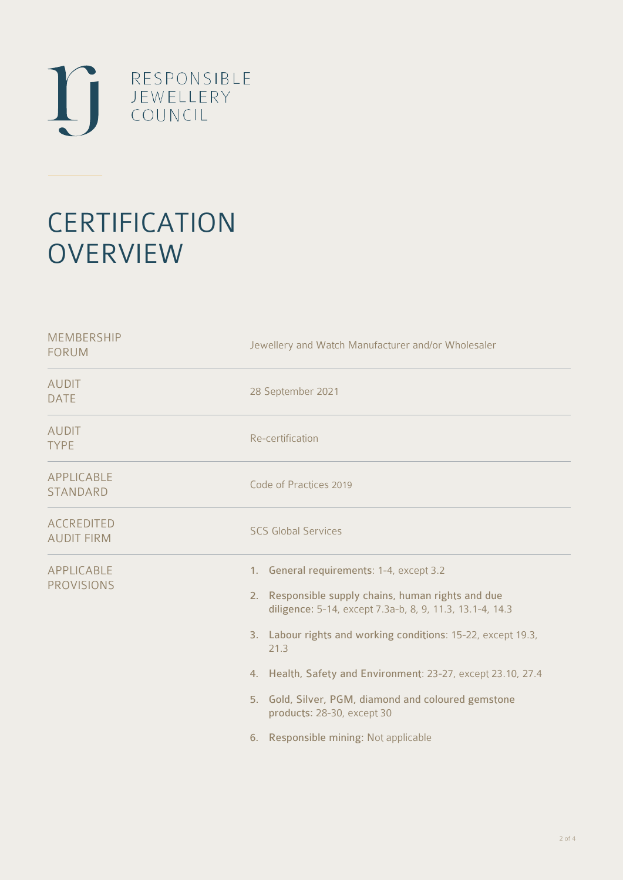RESPONSIBLE
JEWELLERY
COUNCIL

# CERTIFICATION OVERVIEW

| | |
|---|---|
| MEMBERSHIP FORUM | Jewellery and Watch Manufacturer and/or Wholesaler |
| AUDIT DATE | 28 September 2021 |
| AUDIT TYPE | Re-certification |
| APPLICABLE STANDARD | Code of Practices 2019 |
| ACCREDITED AUDIT FIRM | SCS Global Services |

APPLICABLE PROVISIONS

1. **General requirements**: 1-4, except 3.2
2. **Responsible supply chains, human rights and due diligence**: 5-14, except 7.3a-b, 8, 9, 11.3, 13.1-4, 14.3
3. **Labour rights and working conditions**: 15-22, except 19.3, 21.3
4. **Health, Safety and Environment**: 23-27, except 23.10, 27.4
5. **Gold, Silver, PGM, diamond and coloured gemstone products**: 28-30, except 30
6. **Responsible mining**: Not applicable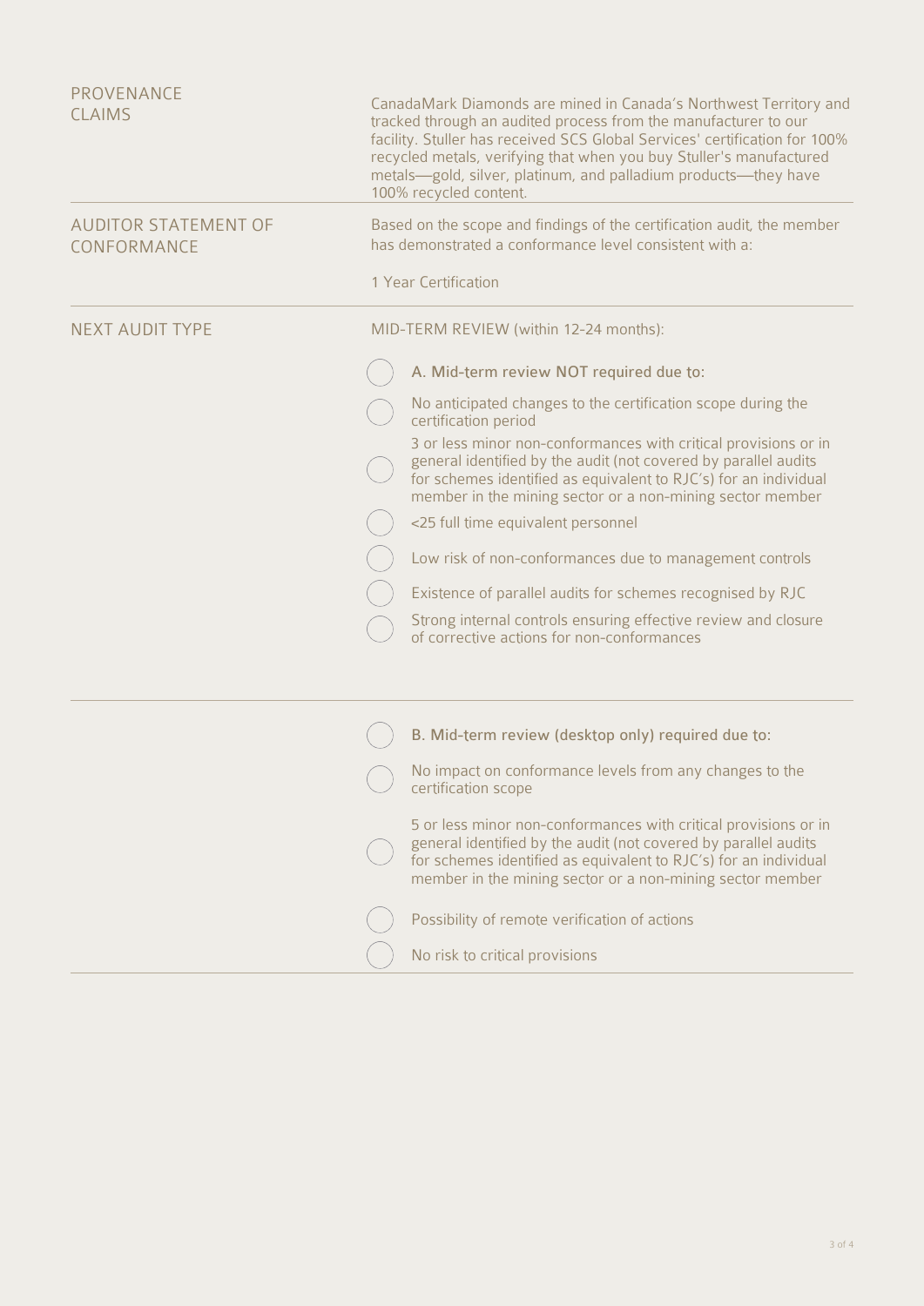| | |
|---|---|
| PROVENANCE CLAIMS | CanadaMark Diamonds are mined in Canada's Northwest Territory and tracked through an audited process from the manufacturer to our facility. Stuller has received SCS Global Services' certification for 100% recycled metals, verifying that when you buy Stuller's manufactured metals—gold, silver, platinum, and palladium products—they have 100% recycled content. |
| AUDITOR STATEMENT OF CONFORMANCE | Based on the scope and findings of the certification audit, the member has demonstrated a conformance level consistent with a:<br><br>1 Year Certification |
| NEXT AUDIT TYPE | MID-TERM REVIEW (within 12-24 months):<br><br>○ A. Mid-term review NOT required due to:<br>○ No anticipated changes to the certification scope during the certification period<br>○ 3 or less minor non-conformances with critical provisions or in general identified by the audit (not covered by parallel audits for schemes identified as equivalent to RJC's) for an individual member in the mining sector or a non-mining sector member<br>○ <25 full time equivalent personnel<br>○ Low risk of non-conformances due to management controls<br>○ Existence of parallel audits for schemes recognised by RJC<br>○ Strong internal controls ensuring effective review and closure of corrective actions for non-conformances |
| | ○ B. Mid-term review (desktop only) required due to:<br>○ No impact on conformance levels from any changes to the certification scope<br>○ 5 or less minor non-conformances with critical provisions or in general identified by the audit (not covered by parallel audits for schemes identified as equivalent to RJC's) for an individual member in the mining sector or a non-mining sector member<br>○ Possibility of remote verification of actions<br>○ No risk to critical provisions |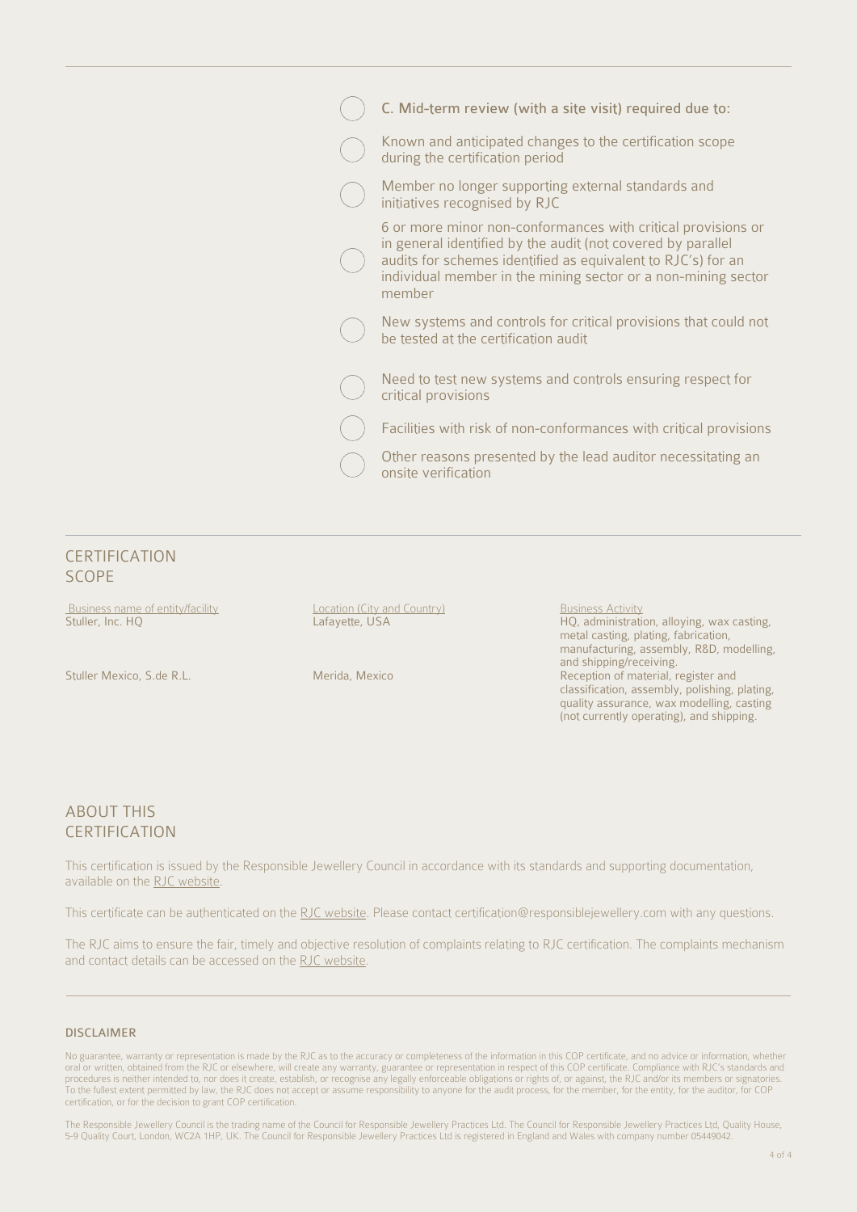- [ ] C. Mid-term review (with a site visit) required due to:
- [ ] Known and anticipated changes to the certification scope during the certification period
- [ ] Member no longer supporting external standards and initiatives recognised by RJC
- [ ] 6 or more minor non-conformances with critical provisions or in general identified by the audit (not covered by parallel audits for schemes identified as equivalent to RJC's) for an individual member in the mining sector or a non-mining sector member
- [ ] New systems and controls for critical provisions that could not be tested at the certification audit
- [ ] Need to test new systems and controls ensuring respect for critical provisions
- [ ] Facilities with risk of non-conformances with critical provisions
- [ ] Other reasons presented by the lead auditor necessitating an onsite verification

## CERTIFICATION SCOPE

| Business name of entity/facility | Location (City and Country) | Business Activity |
|---|---|---|
| Stuller, Inc. HQ | Lafayette, USA | HQ, administration, alloying, wax casting, metal casting, plating, fabrication, manufacturing, assembly, R&D, modelling, and shipping/receiving. |
| Stuller Mexico, S.de R.L. | Merida, Mexico | Reception of material, register and classification, assembly, polishing, plating, quality assurance, wax modelling, casting (not currently operating), and shipping. |

## ABOUT THIS CERTIFICATION

This certification is issued by the Responsible Jewellery Council in accordance with its standards and supporting documentation, available on the RJC website.

This certificate can be authenticated on the RJC website. Please contact certification@responsiblejewellery.com with any questions.

The RJC aims to ensure the fair, timely and objective resolution of complaints relating to RJC certification. The complaints mechanism and contact details can be accessed on the RJC website.

### DISCLAIMER

No guarantee, warranty or representation is made by the RJC as to the accuracy or completeness of the information in this COP certificate, and no advice or information, whether oral or written, obtained from the RJC or elsewhere, will create any warranty, guarantee or representation in respect of this COP certificate. Compliance with RJC's standards and procedures is neither intended to, nor does it create, establish, or recognise any legally enforceable obligations or rights of, or against, the RJC and/or its members or signatories. To the fullest extent permitted by law, the RJC does not accept or assume responsibility to anyone for the audit process, for the member, for the entity, for the auditor, for COP certification, or for the decision to grant COP certification.

The Responsible Jewellery Council is the trading name of the Council for Responsible Jewellery Practices Ltd. The Council for Responsible Jewellery Practices Ltd, Quality House, 5-9 Quality Court, London, WC2A 1HP, UK. The Council for Responsible Jewellery Practices Ltd is registered in England and Wales with company number 05449042.